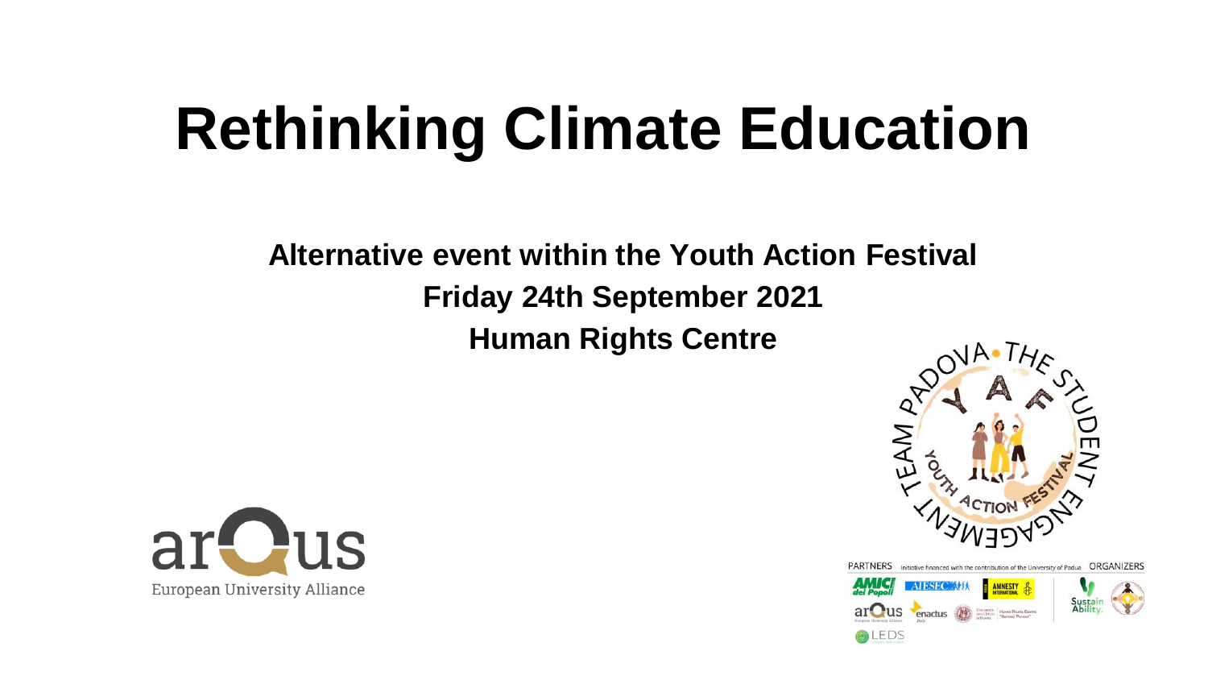# Rethinking Climate Education

**Alternative event within the Youth Action Festival**

**Friday 24th September 2021**

**Human Rights Centre**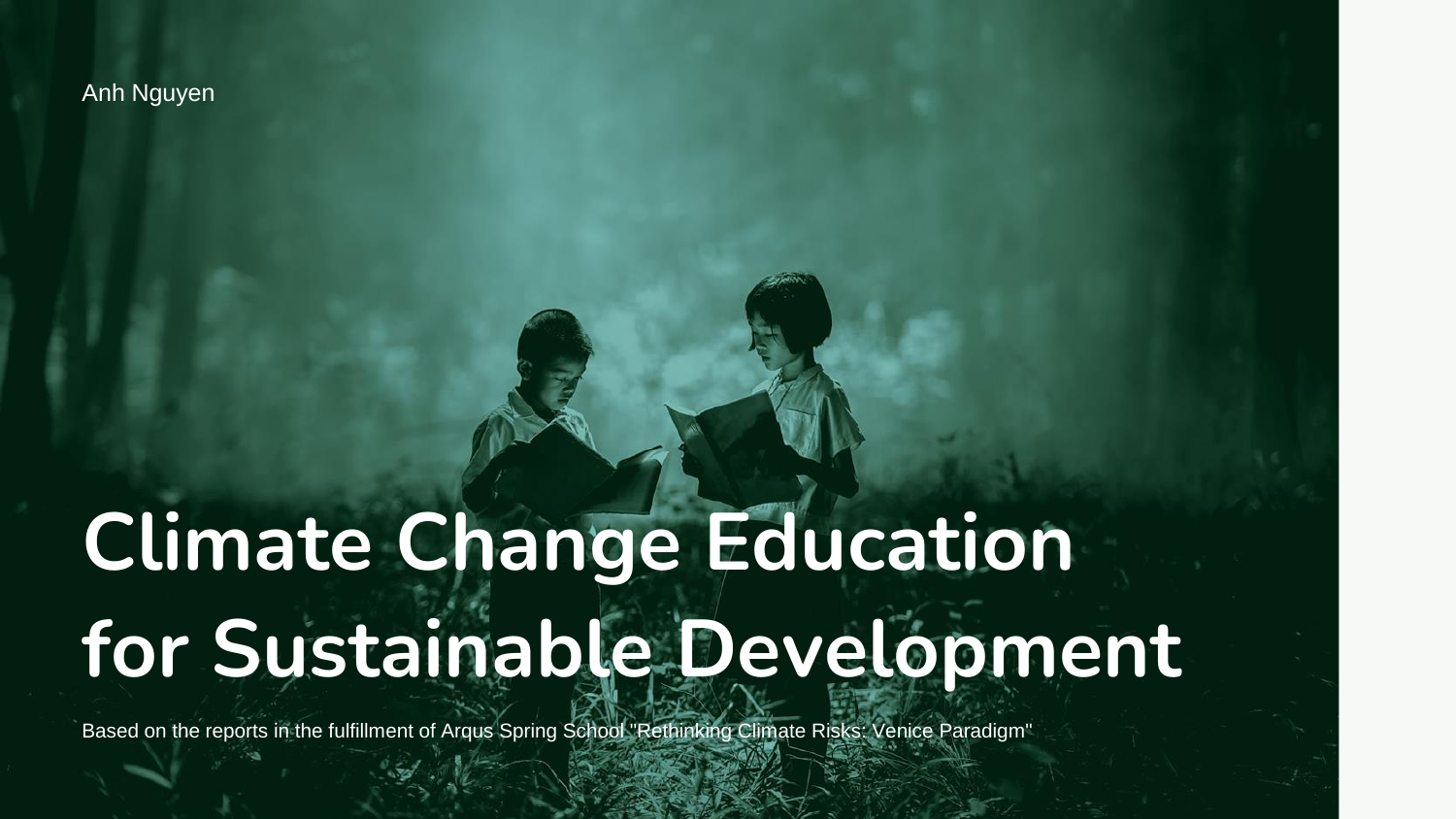Anh Nguyen

# Climate Change Education for Sustainable Development

Based on the reports in the fulfillment of Arqus Spring School "Rethinking Climate Risks: Venice Paradigm"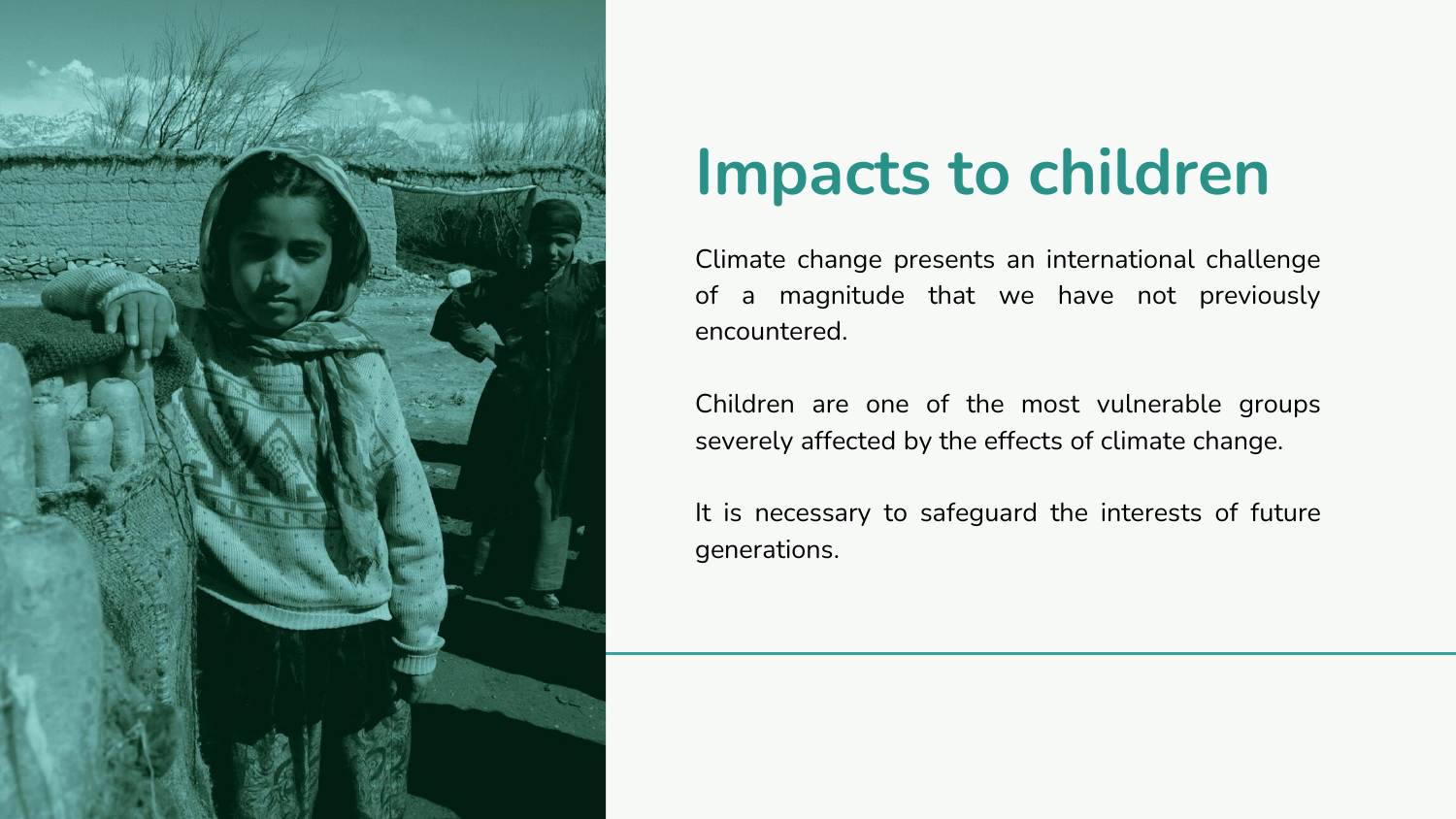# Impacts to children

Climate change presents an international challenge of a magnitude that we have not previously encountered.

Children are one of the most vulnerable groups severely affected by the effects of climate change.

It is necessary to safeguard the interests of future generations.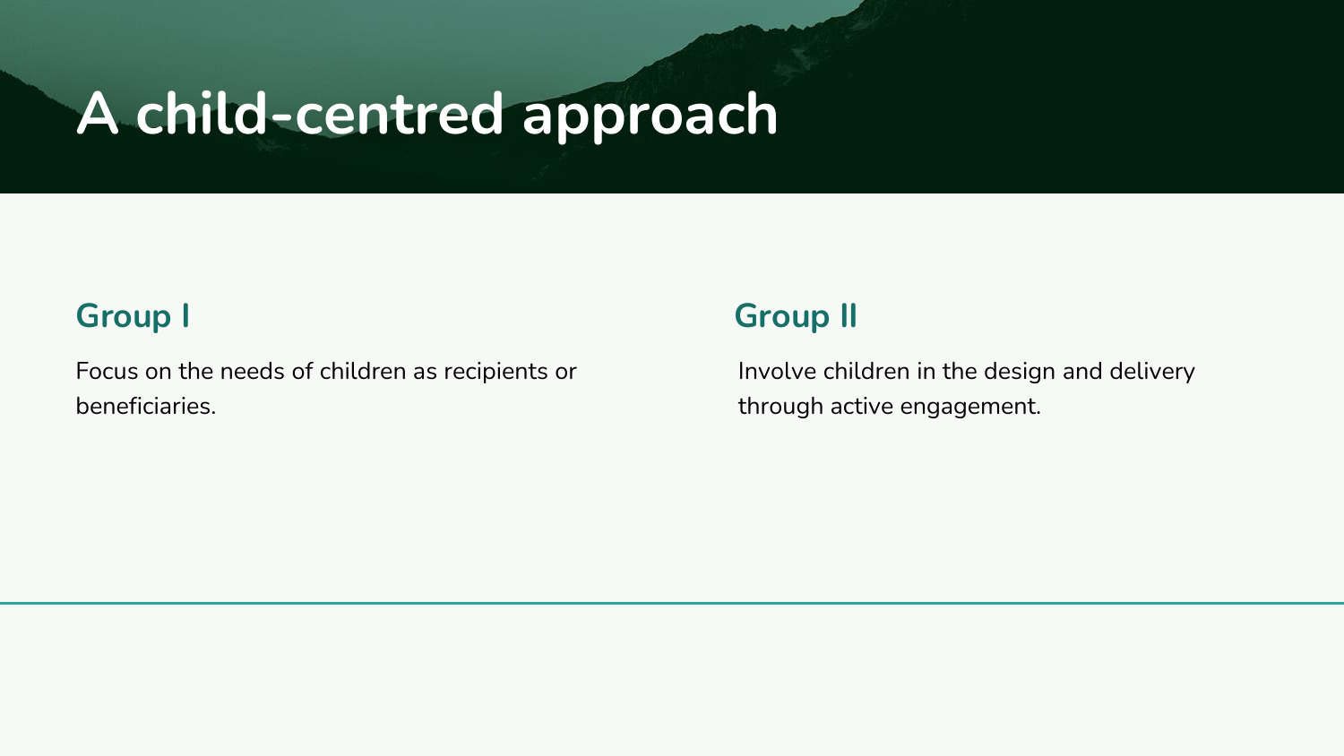# A child-centred approach

## Group I

Focus on the needs of children as recipients or beneficiaries.

## Group II

Involve children in the design and delivery through active engagement.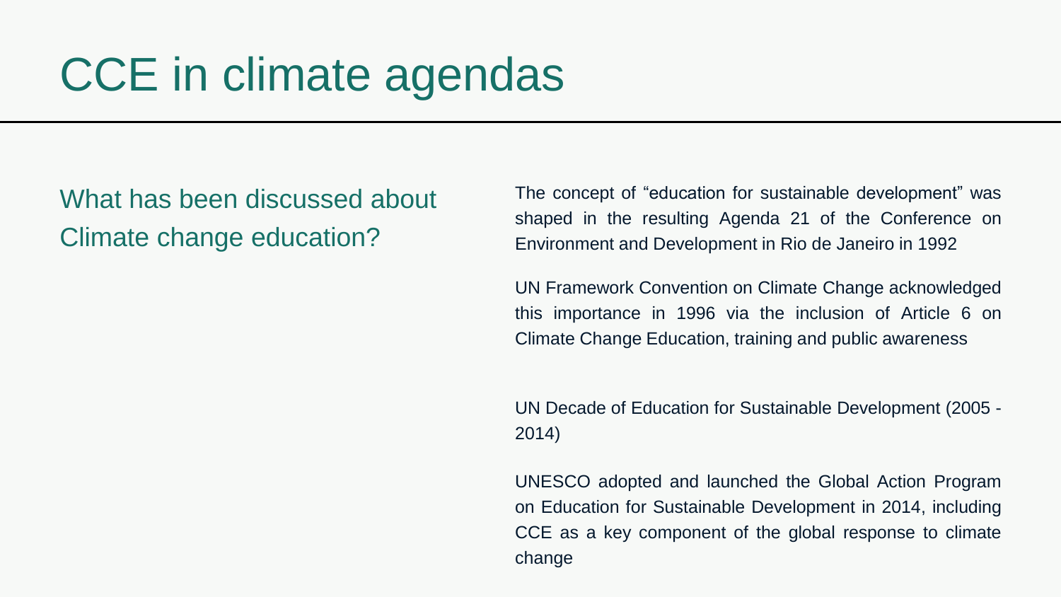# CCE in climate agendas

## What has been discussed about Climate change education?

The concept of “education for sustainable development” was shaped in the resulting Agenda 21 of the Conference on Environment and Development in Rio de Janeiro in 1992

UN Framework Convention on Climate Change acknowledged this importance in 1996 via the inclusion of Article 6 on Climate Change Education, training and public awareness

UN Decade of Education for Sustainable Development (2005 - 2014)

UNESCO adopted and launched the Global Action Program on Education for Sustainable Development in 2014, including CCE as a key component of the global response to climate change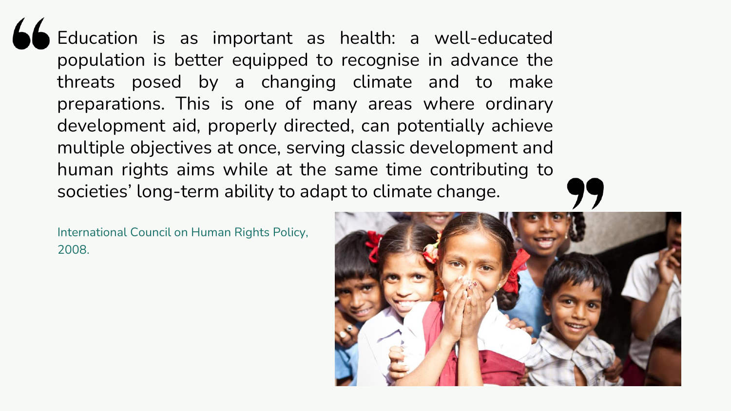> Education is as important as health: a well-educated population is better equipped to recognise in advance the threats posed by a changing climate and to make preparations. This is one of many areas where ordinary development aid, properly directed, can potentially achieve multiple objectives at once, serving classic development and human rights aims while at the same time contributing to societies' long-term ability to adapt to climate change.

International Council on Human Rights Policy, 2008.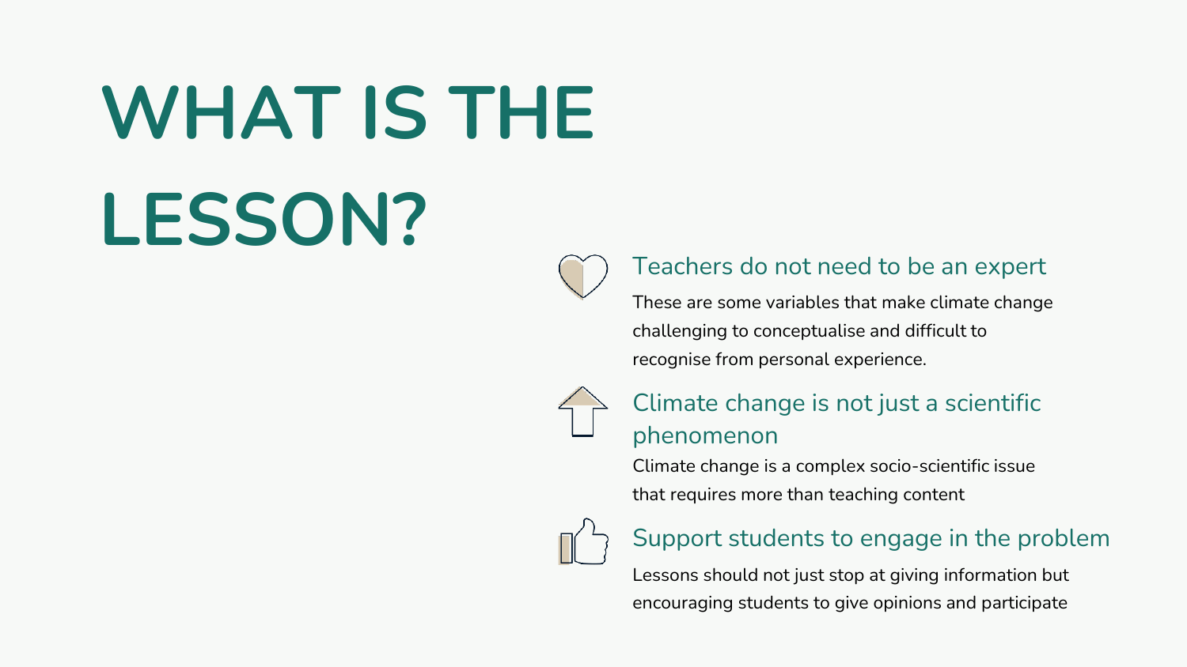# WHAT IS THE LESSON?

### Teachers do not need to be an expert

These are some variables that make climate change challenging to conceptualise and difficult to recognise from personal experience.

### Climate change is not just a scientific phenomenon

Climate change is a complex socio-scientific issue that requires more than teaching content

### Support students to engage in the problem

Lessons should not just stop at giving information but encouraging students to give opinions and participate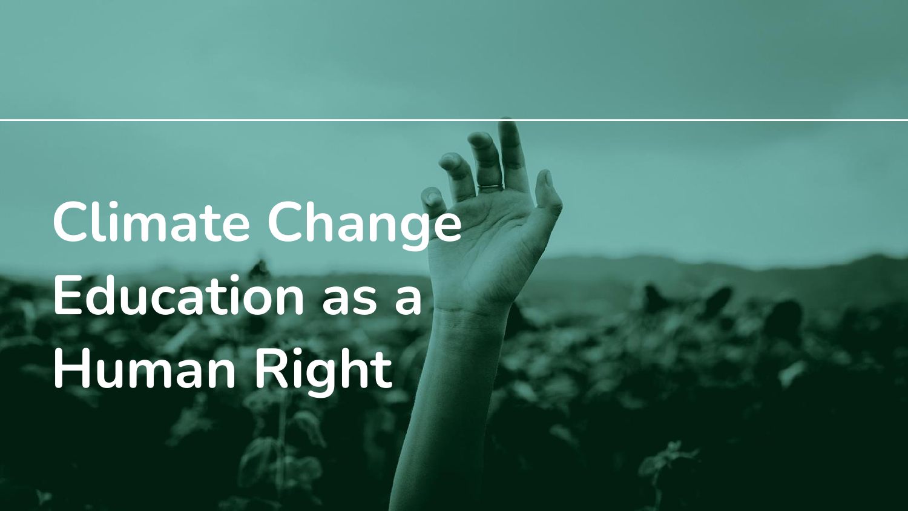# Climate Change Education as a Human Right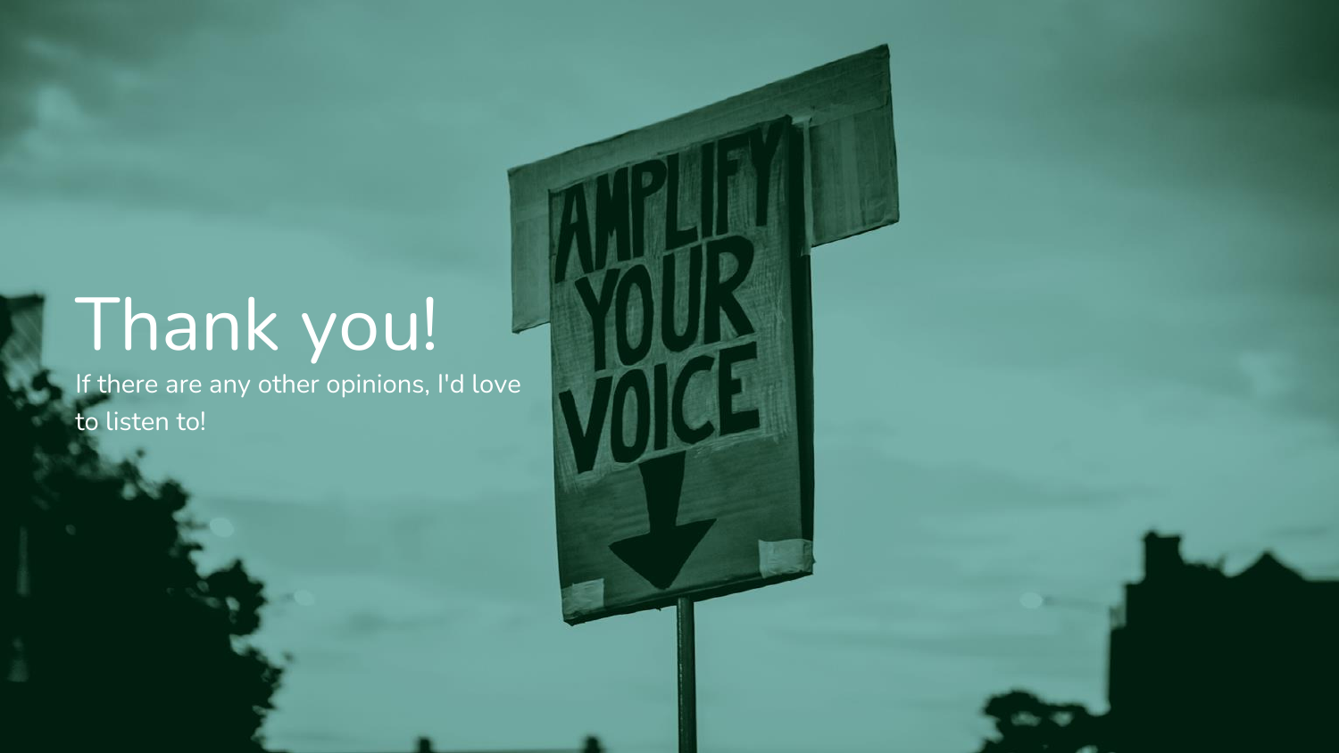# Thank you!

If there are any other opinions, I'd love to listen to!